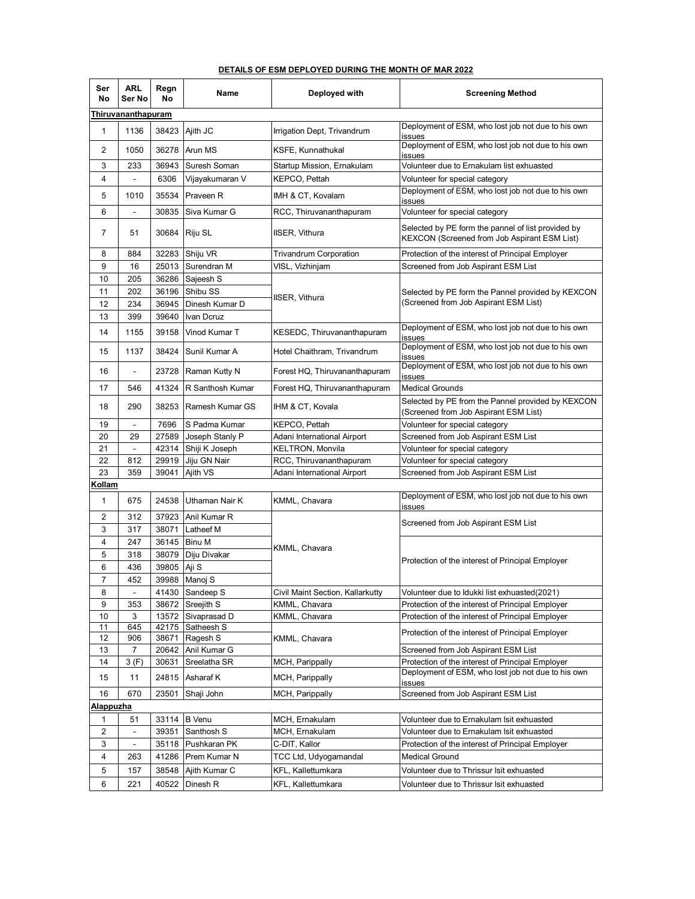**DETAILS OF ESM DEPLOYED DURING THE MONTH OF MAR 2022**

| Ser No | ARL Ser No | Regn No | Name | Deployed with | Screening Method |
|---|---|---|---|---|---|
| **Thiruvananthapuram** | | | | | |
| 1 | 1136 | 38423 | Ajith JC | Irrigation Dept, Trivandrum | Deployment of ESM, who lost job not due to his own issues |
| 2 | 1050 | 36278 | Arun MS | KSFE, Kunnathukal | Deployment of ESM, who lost job not due to his own issues |
| 3 | 233 | 36943 | Suresh Soman | Startup Mission, Ernakulam | Volunteer due to Ernakulam list exhuasted |
| 4 | - | 6306 | Vijayakumaran V | KEPCO, Pettah | Volunteer for special category |
| 5 | 1010 | 35534 | Praveen R | IMH & CT, Kovalam | Deployment of ESM, who lost job not due to his own issues |
| 6 | - | 30835 | Siva Kumar G | RCC, Thiruvananthapuram | Volunteer for special category |
| 7 | 51 | 30684 | Riju SL | IISER, Vithura | Selected by PE form the pannel of list provided by KEXCON (Screened from Job Aspirant ESM List) |
| 8 | 884 | 32283 | Shiju VR | Trivandrum Corporation | Protection of the interest of Principal Employer |
| 9 | 16 | 25013 | Surendran M | VISL, Vizhinjam | Screened from Job Aspirant ESM List |
| 10 | 205 | 36286 | Sajeesh S | IISER, Vithura | Selected by PE form the Pannel provided by KEXCON (Screened from Job Aspirant ESM List) |
| 11 | 202 | 36196 | Shibu SS | | |
| 12 | 234 | 36945 | Dinesh Kumar D | | |
| 13 | 399 | 39640 | Ivan Dcruz | | |
| 14 | 1155 | 39158 | Vinod Kumar T | KESEDC, Thiruvananthapuram | Deployment of ESM, who lost job not due to his own issues |
| 15 | 1137 | 38424 | Sunil Kumar A | Hotel Chaithram, Trivandrum | Deployment of ESM, who lost job not due to his own issues |
| 16 | - | 23728 | Raman Kutty N | Forest HQ, Thiruvananthapuram | Deployment of ESM, who lost job not due to his own issues |
| 17 | 546 | 41324 | R Santhosh Kumar | Forest HQ, Thiruvananthapuram | Medical Grounds |
| 18 | 290 | 38253 | Ramesh Kumar GS | IHM & CT, Kovala | Selected by PE from the Pannel provided by KEXCON (Screened from Job Aspirant ESM List) |
| 19 | - | 7696 | S Padma Kumar | KEPCO, Pettah | Volunteer for special category |
| 20 | 29 | 27589 | Joseph Stanly P | Adani International Airport | Screened from Job Aspirant ESM List |
| 21 | - | 42314 | Shiji K Joseph | KELTRON, Monvila | Volunteer for special category |
| 22 | 812 | 29919 | Jiju GN Nair | RCC, Thiruvananthapuram | Volunteer for special category |
| 23 | 359 | 39041 | Ajith VS | Adani International Airport | Screened from Job Aspirant ESM List |
| **Kollam** | | | | | |
| 1 | 675 | 24538 | Uthaman Nair K | KMML, Chavara | Deployment of ESM, who lost job not due to his own issues |
| 2 | 312 | 37923 | Anil Kumar R | KMML, Chavara | Screened from Job Aspirant ESM List |
| 3 | 317 | 38071 | Latheef M | | |
| 4 | 247 | 36145 | Binu M | | Protection of the interest of Principal Employer |
| 5 | 318 | 38079 | Diju Divakar | | |
| 6 | 436 | 39805 | Aji S | | |
| 7 | 452 | 39988 | Manoj S | | |
| 8 | - | 41430 | Sandeep S | Civil Maint Section, Kallarkutty | Volunteer due to Idukki list exhuasted(2021) |
| 9 | 353 | 38672 | Sreejith S | KMML, Chavara | Protection of the interest of Principal Employer |
| 10 | 3 | 13572 | Sivaprasad D | KMML, Chavara | Protection of the interest of Principal Employer |
| 11 | 645 | 42175 | Satheesh S | KMML, Chavara | Protection of the interest of Principal Employer |
| 12 | 906 | 38671 | Ragesh S | | |
| 13 | 7 | 20642 | Anil Kumar G | | Screened from Job Aspirant ESM List |
| 14 | 3 (F) | 30631 | Sreelatha SR | MCH, Parippally | Protection of the interest of Principal Employer |
| 15 | 11 | 24815 | Asharaf K | MCH, Parippally | Deployment of ESM, who lost job not due to his own issues |
| 16 | 670 | 23501 | Shaji John | MCH, Parippally | Screened from Job Aspirant ESM List |
| **Alappuzha** | | | | | |
| 1 | 51 | 33114 | B Venu | MCH, Ernakulam | Volunteer due to Ernakulam lsit exhuasted |
| 2 | - | 39351 | Santhosh S | MCH, Ernakulam | Volunteer due to Ernakulam lsit exhuasted |
| 3 | - | 35118 | Pushkaran PK | C-DIT, Kallor | Protection of the interest of Principal Employer |
| 4 | 263 | 41286 | Prem Kumar N | TCC Ltd, Udyogamandal | Medical Ground |
| 5 | 157 | 38548 | Ajith Kumar C | KFL, Kallettumkara | Volunteer due to Thrissur lsit exhuasted |
| 6 | 221 | 40522 | Dinesh R | KFL, Kallettumkara | Volunteer due to Thrissur lsit exhuasted |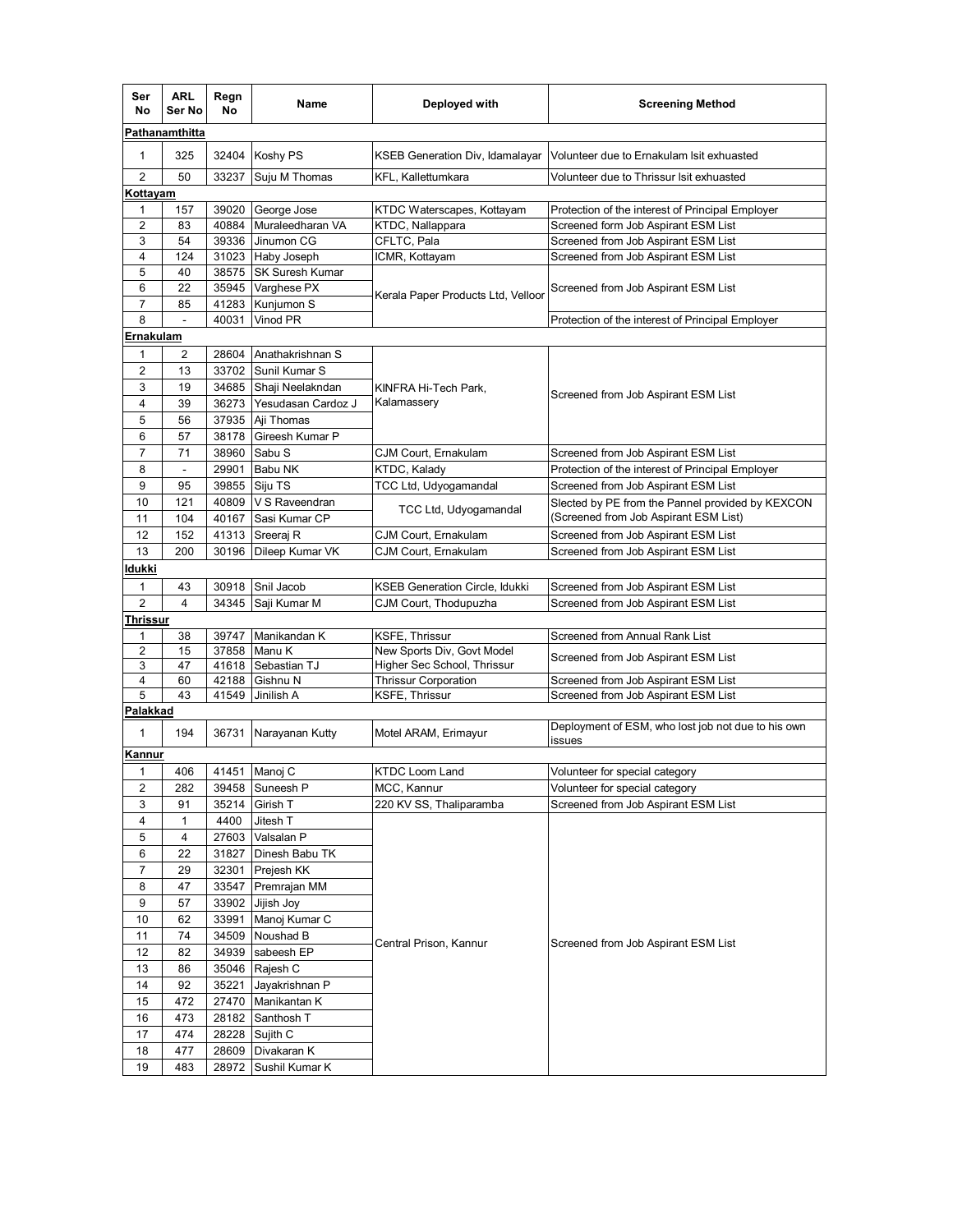| Ser No | ARL Ser No | Regn No | Name | Deployed with | Screening Method |
|---|---|---|---|---|---|
| **Pathanamthitta** | | | | | |
| 1 | 325 | 32404 | Koshy PS | KSEB Generation Div, Idamalayar | Volunteer due to Ernakulam lsit exhuasted |
| 2 | 50 | 33237 | Suju M Thomas | KFL, Kallettumkara | Volunteer due to Thrissur lsit exhuasted |
| **Kottayam** | | | | | |
| 1 | 157 | 39020 | George Jose | KTDC Waterscapes, Kottayam | Protection of the interest of Principal Employer |
| 2 | 83 | 40884 | Muraleedharan VA | KTDC, Nallappara | Screened form Job Aspirant ESM List |
| 3 | 54 | 39336 | Jinumon CG | CFLTC, Pala | Screened from Job Aspirant ESM List |
| 4 | 124 | 31023 | Haby Joseph | ICMR, Kottayam | Screened from Job Aspirant ESM List |
| 5 | 40 | 38575 | SK Suresh Kumar | Kerala Paper Products Ltd, Velloor | Screened from Job Aspirant ESM List |
| 6 | 22 | 35945 | Varghese PX | Kerala Paper Products Ltd, Velloor | Screened from Job Aspirant ESM List |
| 7 | 85 | 41283 | Kunjumon S | Kerala Paper Products Ltd, Velloor | Screened from Job Aspirant ESM List |
| 8 | - | 40031 | Vinod PR | Kerala Paper Products Ltd, Velloor | Protection of the interest of Principal Employer |
| **Ernakulam** | | | | | |
| 1 | 2 | 28604 | Anathakrishnan S | KINFRA Hi-Tech Park, Kalamassery | Screened from Job Aspirant ESM List |
| 2 | 13 | 33702 | Sunil Kumar S | KINFRA Hi-Tech Park, Kalamassery | Screened from Job Aspirant ESM List |
| 3 | 19 | 34685 | Shaji Neelakndan | KINFRA Hi-Tech Park, Kalamassery | Screened from Job Aspirant ESM List |
| 4 | 39 | 36273 | Yesudasan Cardoz J | KINFRA Hi-Tech Park, Kalamassery | Screened from Job Aspirant ESM List |
| 5 | 56 | 37935 | Aji Thomas | KINFRA Hi-Tech Park, Kalamassery | Screened from Job Aspirant ESM List |
| 6 | 57 | 38178 | Gireesh Kumar P | KINFRA Hi-Tech Park, Kalamassery | Screened from Job Aspirant ESM List |
| 7 | 71 | 38960 | Sabu S | CJM Court, Ernakulam | Screened from Job Aspirant ESM List |
| 8 | - | 29901 | Babu NK | KTDC, Kalady | Protection of the interest of Principal Employer |
| 9 | 95 | 39855 | Siju TS | TCC Ltd, Udyogamandal | Screened from Job Aspirant ESM List |
| 10 | 121 | 40809 | V S Raveendran | TCC Ltd, Udyogamandal | Slected by PE from the Pannel provided by KEXCON (Screened from Job Aspirant ESM List) |
| 11 | 104 | 40167 | Sasi Kumar CP | TCC Ltd, Udyogamandal | Slected by PE from the Pannel provided by KEXCON (Screened from Job Aspirant ESM List) |
| 12 | 152 | 41313 | Sreeraj R | CJM Court, Ernakulam | Screened from Job Aspirant ESM List |
| 13 | 200 | 30196 | Dileep Kumar VK | CJM Court, Ernakulam | Screened from Job Aspirant ESM List |
| **Idukki** | | | | | |
| 1 | 43 | 30918 | Snil Jacob | KSEB Generation Circle, Idukki | Screened from Job Aspirant ESM List |
| 2 | 4 | 34345 | Saji Kumar M | CJM Court, Thodupuzha | Screened from Job Aspirant ESM List |
| **Thrissur** | | | | | |
| 1 | 38 | 39747 | Manikandan K | KSFE, Thrissur | Screened from Annual Rank List |
| 2 | 15 | 37858 | Manu K | New Sports Div, Govt Model Higher Sec School, Thrissur | Screened from Job Aspirant ESM List |
| 3 | 47 | 41618 | Sebastian TJ | New Sports Div, Govt Model Higher Sec School, Thrissur | Screened from Job Aspirant ESM List |
| 4 | 60 | 42188 | Gishnu N | Thrissur Corporation | Screened from Job Aspirant ESM List |
| 5 | 43 | 41549 | Jinilish A | KSFE, Thrissur | Screened from Job Aspirant ESM List |
| **Palakkad** | | | | | |
| 1 | 194 | 36731 | Narayanan Kutty | Motel ARAM, Erimayur | Deployment of ESM, who lost job not due to his own issues |
| **Kannur** | | | | | |
| 1 | 406 | 41451 | Manoj C | KTDC Loom Land | Volunteer for special category |
| 2 | 282 | 39458 | Suneesh P | MCC, Kannur | Volunteer for special category |
| 3 | 91 | 35214 | Girish T | 220 KV SS, Thaliparamba | Screened from Job Aspirant ESM List |
| 4 | 1 | 4400 | Jitesh T | Central Prison, Kannur | Screened from Job Aspirant ESM List |
| 5 | 4 | 27603 | Valsalan P | Central Prison, Kannur | Screened from Job Aspirant ESM List |
| 6 | 22 | 31827 | Dinesh Babu TK | Central Prison, Kannur | Screened from Job Aspirant ESM List |
| 7 | 29 | 32301 | Prejesh KK | Central Prison, Kannur | Screened from Job Aspirant ESM List |
| 8 | 47 | 33547 | Premrajan MM | Central Prison, Kannur | Screened from Job Aspirant ESM List |
| 9 | 57 | 33902 | Jijish Joy | Central Prison, Kannur | Screened from Job Aspirant ESM List |
| 10 | 62 | 33991 | Manoj Kumar C | Central Prison, Kannur | Screened from Job Aspirant ESM List |
| 11 | 74 | 34509 | Noushad B | Central Prison, Kannur | Screened from Job Aspirant ESM List |
| 12 | 82 | 34939 | sabeesh EP | Central Prison, Kannur | Screened from Job Aspirant ESM List |
| 13 | 86 | 35046 | Rajesh C | Central Prison, Kannur | Screened from Job Aspirant ESM List |
| 14 | 92 | 35221 | Jayakrishnan P | Central Prison, Kannur | Screened from Job Aspirant ESM List |
| 15 | 472 | 27470 | Manikantan K | Central Prison, Kannur | Screened from Job Aspirant ESM List |
| 16 | 473 | 28182 | Santhosh T | Central Prison, Kannur | Screened from Job Aspirant ESM List |
| 17 | 474 | 28228 | Sujith C | Central Prison, Kannur | Screened from Job Aspirant ESM List |
| 18 | 477 | 28609 | Divakaran K | Central Prison, Kannur | Screened from Job Aspirant ESM List |
| 19 | 483 | 28972 | Sushil Kumar K | Central Prison, Kannur | Screened from Job Aspirant ESM List |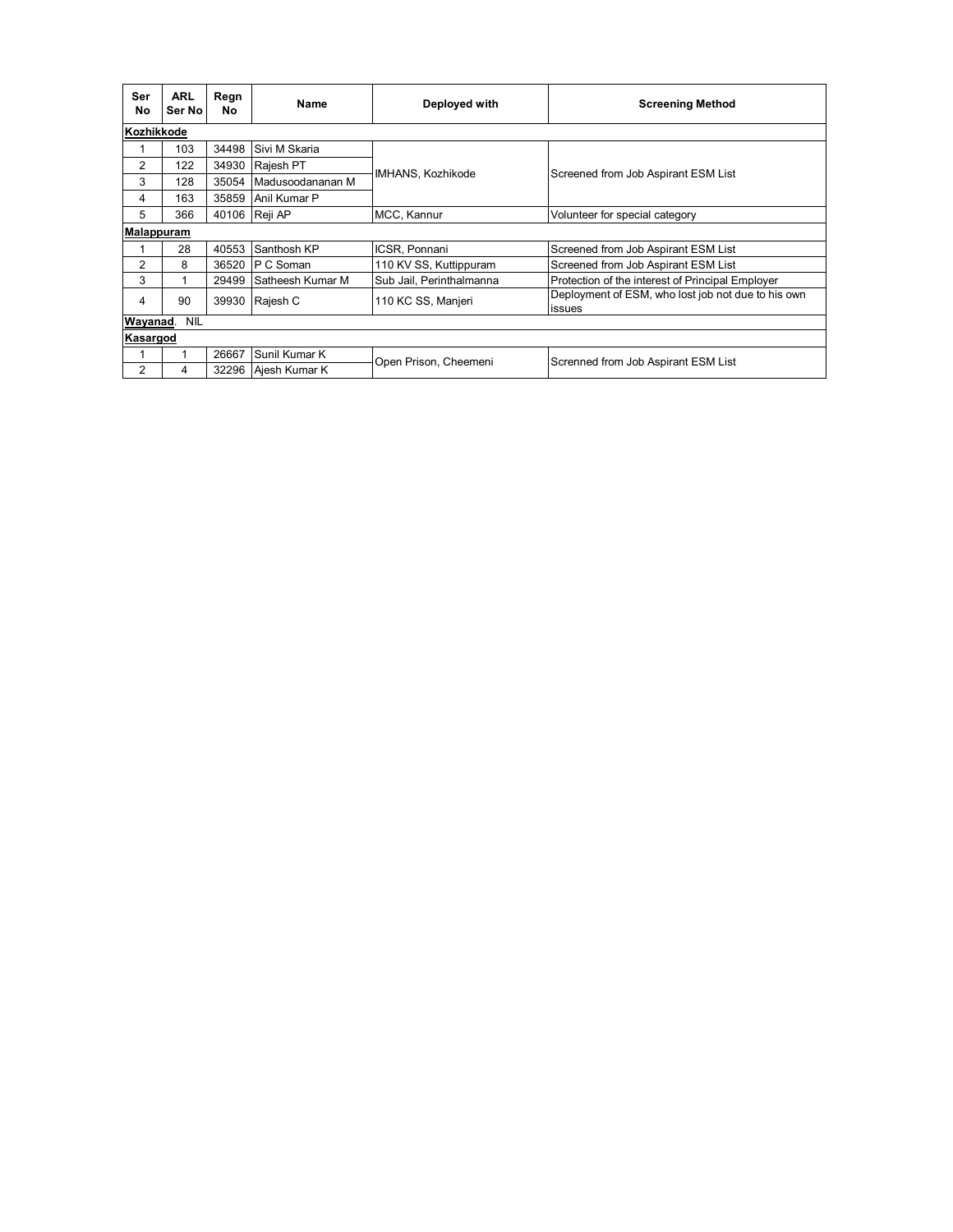| Ser No | ARL Ser No | Regn No | Name | Deployed with | Screening Method |
|---|---|---|---|---|---|
| **Kozhikkode** | | | | | |
| 1 | 103 | 34498 | Sivi M Skaria | IMHANS, Kozhikode | Screened from Job Aspirant ESM List |
| 2 | 122 | 34930 | Rajesh PT | | |
| 3 | 128 | 35054 | Madusoodananan M | | |
| 4 | 163 | 35859 | Anil Kumar P | | |
| 5 | 366 | 40106 | Reji AP | MCC, Kannur | Volunteer for special category |
| **Malappuram** | | | | | |
| 1 | 28 | 40553 | Santhosh KP | ICSR, Ponnani | Screened from Job Aspirant ESM List |
| 2 | 8 | 36520 | P C Soman | 110 KV SS, Kuttippuram | Screened from Job Aspirant ESM List |
| 3 | 1 | 29499 | Satheesh Kumar M | Sub Jail, Perinthalmanna | Protection of the interest of Principal Employer |
| 4 | 90 | 39930 | Rajesh C | 110 KC SS, Manjeri | Deployment of ESM, who lost job not due to his own issues |
| **Wayanad**. NIL | | | | | |
| **Kasargod** | | | | | |
| 1 | 1 | 26667 | Sunil Kumar K | Open Prison, Cheemeni | Screnned from Job Aspirant ESM List |
| 2 | 4 | 32296 | Ajesh Kumar K | | |